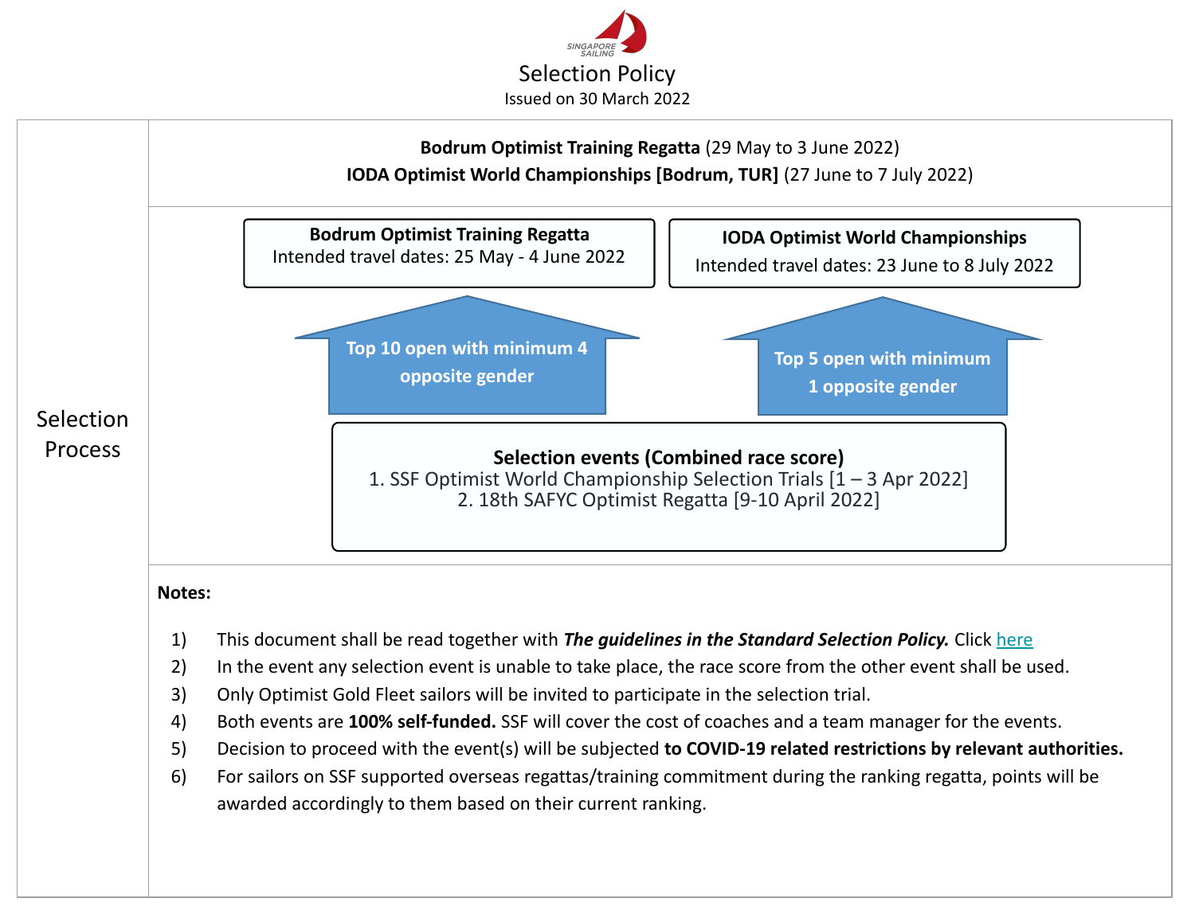SINGAPORE SAILING

# Selection Policy

Issued on 30 March 2022

## Selection Process

**Bodrum Optimist Training Regatta** (29 May to 3 June 2022)
**IODA Optimist World Championships [Bodrum, TUR]** (27 June to 7 July 2022)

**Bodrum Optimist Training Regatta**
Intended travel dates: 25 May - 4 June 2022

**Top 10 open with minimum 4 opposite gender**

**IODA Optimist World Championships**
Intended travel dates: 23 June to 8 July 2022

**Top 5 open with minimum 1 opposite gender**

**Selection events (Combined race score)**

1. SSF Optimist World Championship Selection Trials [1 – 3 Apr 2022]
2. 18th SAFYC Optimist Regatta [9-10 April 2022]

**Notes:**

1) This document shall be read together with ***The guidelines in the Standard Selection Policy.*** Click here
2) In the event any selection event is unable to take place, the race score from the other event shall be used.
3) Only Optimist Gold Fleet sailors will be invited to participate in the selection trial.
4) Both events are **100% self-funded.** SSF will cover the cost of coaches and a team manager for the events.
5) Decision to proceed with the event(s) will be subjected **to COVID-19 related restrictions by relevant authorities.**
6) For sailors on SSF supported overseas regattas/training commitment during the ranking regatta, points will be awarded accordingly to them based on their current ranking.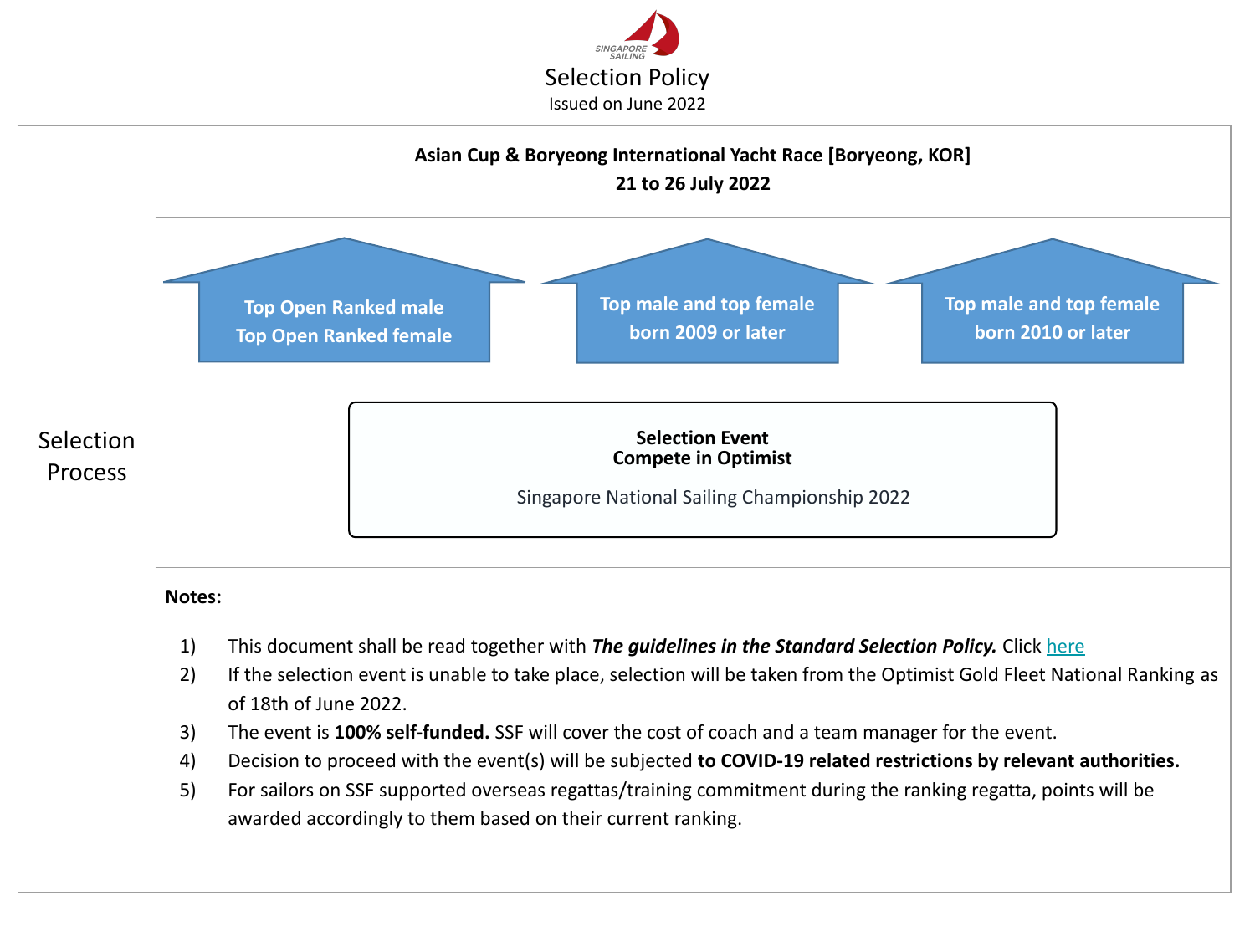SINGAPORE SAILING

# Selection Policy

Issued on June 2022

## Selection Process

**Asian Cup & Boryeong International Yacht Race [Boryeong, KOR]**
**21 to 26 July 2022**

- **Top Open Ranked male**
  **Top Open Ranked female**
- **Top male and top female born 2009 or later**
- **Top male and top female born 2010 or later**

**Selection Event**
**Compete in Optimist**

Singapore National Sailing Championship 2022

**Notes:**

1) This document shall be read together with ***The guidelines in the Standard Selection Policy.*** Click here
2) If the selection event is unable to take place, selection will be taken from the Optimist Gold Fleet National Ranking as of 18th of June 2022.
3) The event is **100% self-funded.** SSF will cover the cost of coach and a team manager for the event.
4) Decision to proceed with the event(s) will be subjected **to COVID-19 related restrictions by relevant authorities.**
5) For sailors on SSF supported overseas regattas/training commitment during the ranking regatta, points will be awarded accordingly to them based on their current ranking.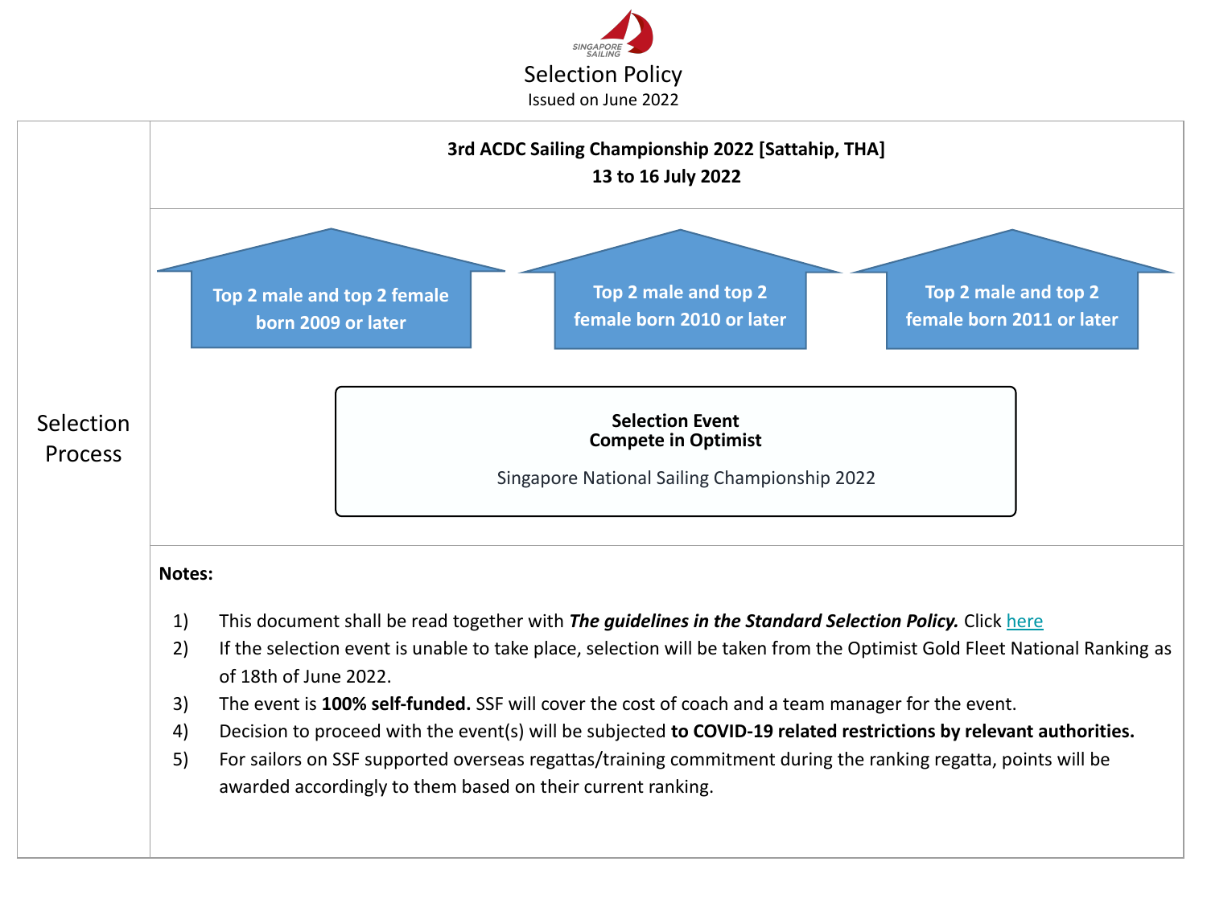SINGAPORE SAILING

# Selection Policy

Issued on June 2022

**3rd ACDC Sailing Championship 2022 [Sattahip, THA]**
**13 to 16 July 2022**

## Selection Process

**Top 2 male and top 2 female born 2009 or later**

**Top 2 male and top 2 female born 2010 or later**

**Top 2 male and top 2 female born 2011 or later**

**Selection Event**
**Compete in Optimist**

Singapore National Sailing Championship 2022

**Notes:**

1) This document shall be read together with ***The guidelines in the Standard Selection Policy.*** Click here
2) If the selection event is unable to take place, selection will be taken from the Optimist Gold Fleet National Ranking as of 18th of June 2022.
3) The event is **100% self-funded.** SSF will cover the cost of coach and a team manager for the event.
4) Decision to proceed with the event(s) will be subjected **to COVID-19 related restrictions by relevant authorities.**
5) For sailors on SSF supported overseas regattas/training commitment during the ranking regatta, points will be awarded accordingly to them based on their current ranking.